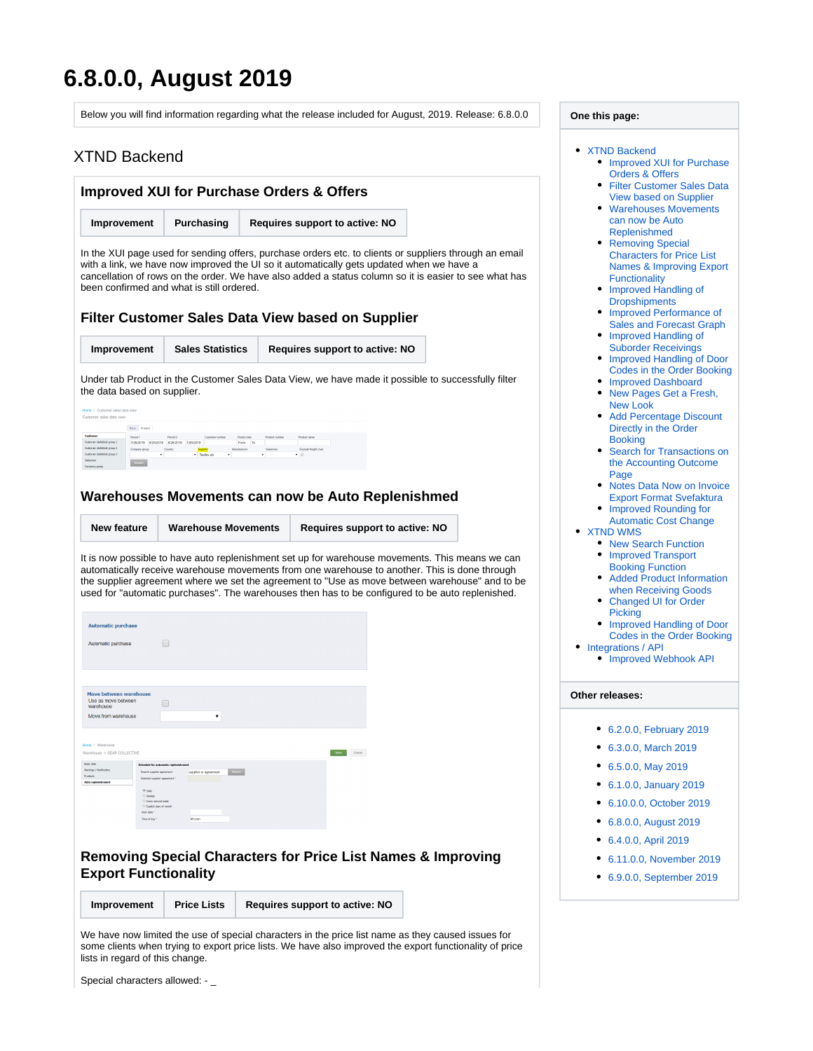# 6.8.0.0, August 2019

Below you will find information regarding what the release included for August, 2019. Release: 6.8.0.0

## XTND Backend

### Improved XUI for Purchase Orders & Offers

| Improvement | Purchasing | Requires support to active: NO |
|---|---|---|

In the XUI page used for sending offers, purchase orders etc. to clients or suppliers through an email with a link, we have now improved the UI so it automatically gets updated when we have a cancellation of rows on the order. We have also added a status column so it is easier to see what has been confirmed and what is still ordered.

### Filter Customer Sales Data View based on Supplier

| Improvement | Sales Statistics | Requires support to active: NO |
|---|---|---|

Under tab Product in the Customer Sales Data View, we have made it possible to successfully filter the data based on supplier.

### Warehouses Movements can now be Auto Replenishmed

| New feature | Warehouse Movements | Requires support to active: NO |
|---|---|---|

It is now possible to have auto replenishment set up for warehouse movements. This means we can automatically receive warehouse movements from one warehouse to another. This is done through the supplier agreement where we set the agreement to "Use as move between warehouse" and to be used for "automatic purchases". The warehouses then has to be configured to be auto replenished.

### Removing Special Characters for Price List Names & Improving Export Functionality

| Improvement | Price Lists | Requires support to active: NO |
|---|---|---|

We have now limited the use of special characters in the price list name as they caused issues for some clients when trying to export price lists. We have also improved the export functionality of price lists in regard of this change.

Special characters allowed: - _

**One this page:**

- XTND Backend
  - Improved XUI for Purchase Orders & Offers
  - Filter Customer Sales Data View based on Supplier
  - Warehouses Movements can now be Auto Replenishmed
  - Removing Special Characters for Price List Names & Improving Export Functionality
  - Improved Handling of Dropshipments
  - Improved Performance of Sales and Forecast Graph
  - Improved Handling of Suborder Receivings
  - Improved Handling of Door Codes in the Order Booking
  - Improved Dashboard
  - New Pages Get a Fresh, New Look
  - Add Percentage Discount Directly in the Order Booking
  - Search for Transactions on the Accounting Outcome Page
  - Notes Data Now on Invoice Export Format Svefaktura
  - Improved Rounding for Automatic Cost Change
- XTND WMS
  - New Search Function
  - Improved Transport Booking Function
  - Added Product Information when Receiving Goods
  - Changed UI for Order Picking
  - Improved Handling of Door Codes in the Order Booking
- Integrations / API
  - Improved Webhook API

**Other releases:**

- 6.2.0.0, February 2019
- 6.3.0.0, March 2019
- 6.5.0.0, May 2019
- 6.1.0.0, January 2019
- 6.10.0.0, October 2019
- 6.8.0.0, August 2019
- 6.4.0.0, April 2019
- 6.11.0.0, November 2019
- 6.9.0.0, September 2019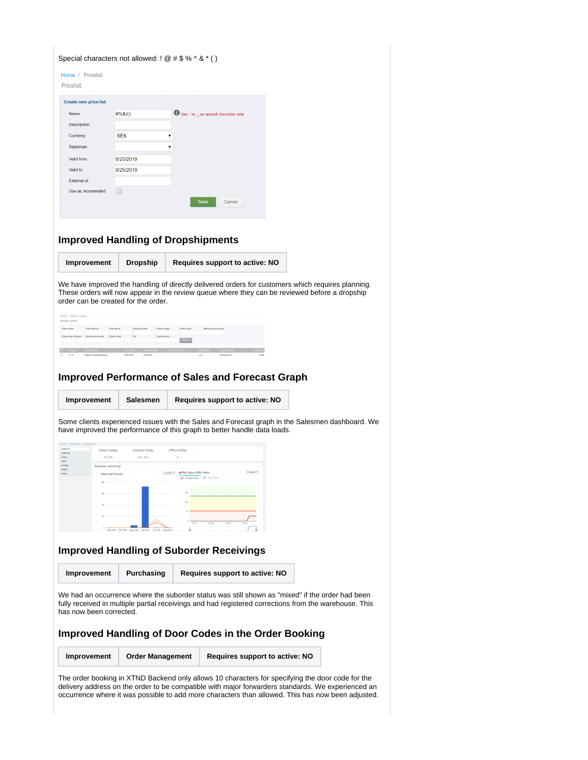Special characters not allowed: ! @ # $ % ^ & * ( )

## Improved Handling of Dropshipments

| Improvement | Dropship | Requires support to active: NO |
|---|---|---|

We have improved the handling of directly delivered orders for customers which requires planning. These orders will now appear in the review queue where they can be reviewed before a dropship order can be created for the order.

## Improved Performance of Sales and Forecast Graph

| Improvement | Salesmen | Requires support to active: NO |
|---|---|---|

Some clients experienced issues with the Sales and Forecast graph in the Salesmen dashboard. We have improved the performance of this graph to better handle data loads.

## Improved Handling of Suborder Receivings

| Improvement | Purchasing | Requires support to active: NO |
|---|---|---|

We had an occurrence where the suborder status was still shown as "mixed" if the order had been fully received in multiple partial receivings and had registered corrections from the warehouse. This has now been corrected.

## Improved Handling of Door Codes in the Order Booking

| Improvement | Order Management | Requires support to active: NO |
|---|---|---|

The order booking in XTND Backend only allows 10 characters for specifying the door code for the delivery address on the order to be compatible with major forwarders standards. We experienced an occurrence where it was possible to add more characters than allowed. This has now been adjusted.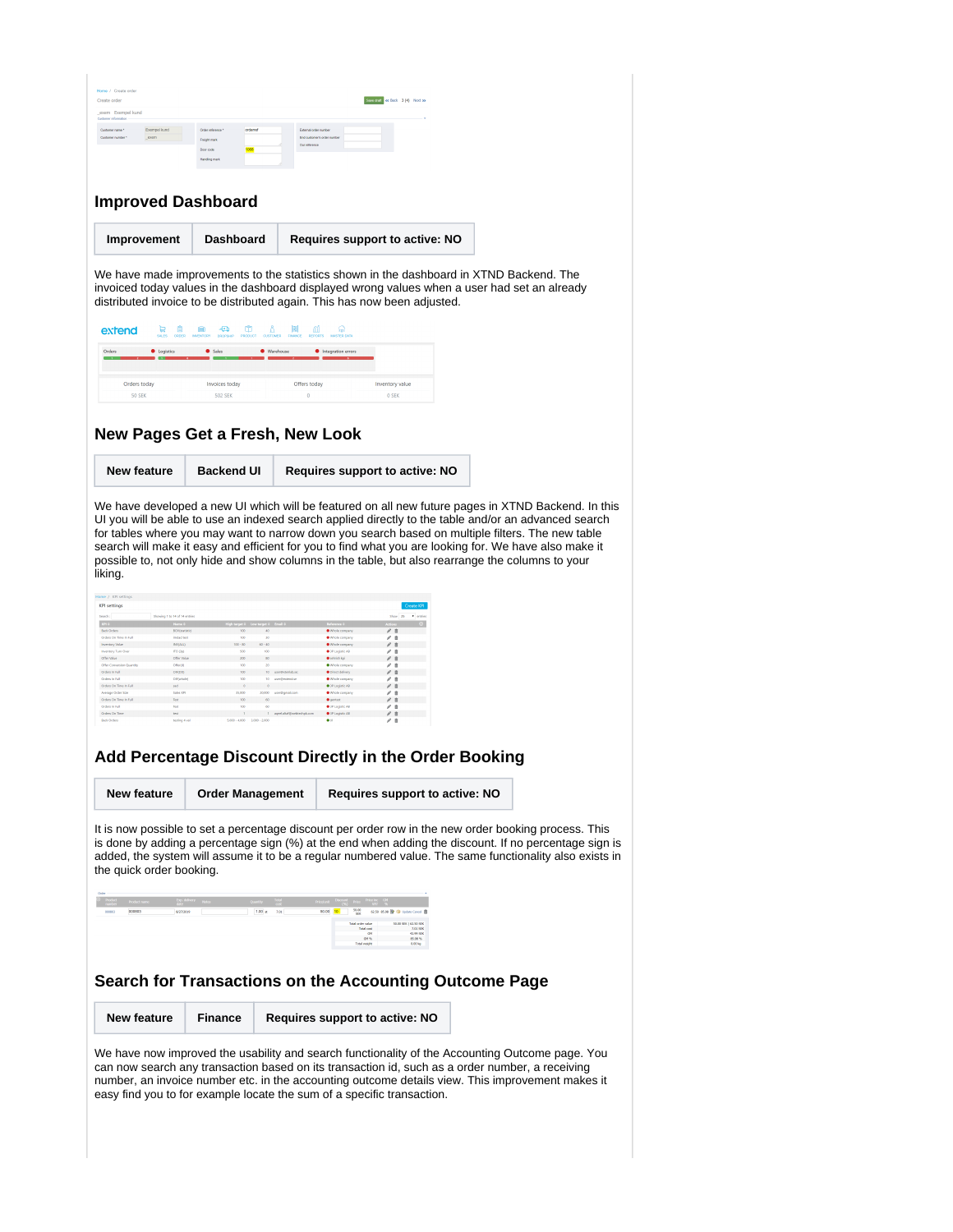## Improved Dashboard

| Improvement | Dashboard | Requires support to active: NO |
|---|---|---|

We have made improvements to the statistics shown in the dashboard in XTND Backend. The invoiced today values in the dashboard displayed wrong values when a user had set an already distributed invoice to be distributed again. This has now been adjusted.

## New Pages Get a Fresh, New Look

| New feature | Backend UI | Requires support to active: NO |
|---|---|---|

We have developed a new UI which will be featured on all new future pages in XTND Backend. In this UI you will be able to use an indexed search applied directly to the table and/or an advanced search for tables where you may want to narrow down you search based on multiple filters. The new table search will make it easy and efficient for you to find what you are looking for. We have also make it possible to, not only hide and show columns in the table, but also rearrange the columns to your liking.

## Add Percentage Discount Directly in the Order Booking

| New feature | Order Management | Requires support to active: NO |
|---|---|---|

It is now possible to set a percentage discount per order row in the new order booking process. This is done by adding a percentage sign (%) at the end when adding the discount. If no percentage sign is added, the system will assume it to be a regular numbered value. The same functionality also exists in the quick order booking.

## Search for Transactions on the Accounting Outcome Page

| New feature | Finance | Requires support to active: NO |
|---|---|---|

We have now improved the usability and search functionality of the Accounting Outcome page. You can now search any transaction based on its transaction id, such as a order number, a receiving number, an invoice number etc. in the accounting outcome details view. This improvement makes it easy find you to for example locate the sum of a specific transaction.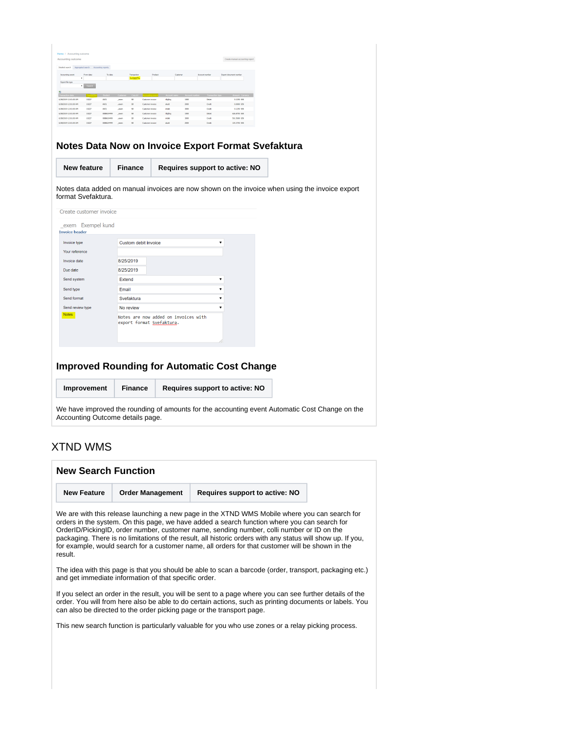## Notes Data Now on Invoice Export Format Svefaktura

| New feature | Finance | Requires support to active: NO |
|---|---|---|

Notes data added on manual invoices are now shown on the invoice when using the invoice export format Svefaktura.

## Improved Rounding for Automatic Cost Change

| Improvement | Finance | Requires support to active: NO |
|---|---|---|

We have improved the rounding of amounts for the accounting event Automatic Cost Change on the Accounting Outcome details page.

# XTND WMS

## New Search Function

| New Feature | Order Management | Requires support to active: NO |
|---|---|---|

We are with this release launching a new page in the XTND WMS Mobile where you can search for orders in the system. On this page, we have added a search function where you can search for OrderID/PickingID, order number, customer name, sending number, colli number or ID on the packaging. There is no limitations of the result, all historic orders with any status will show up. If you, for example, would search for a customer name, all orders for that customer will be shown in the result.

The idea with this page is that you should be able to scan a barcode (order, transport, packaging etc.) and get immediate information of that specific order.

If you select an order in the result, you will be sent to a page where you can see further details of the order. You will from here also be able to do certain actions, such as printing documents or labels. You can also be directed to the order picking page or the transport page.

This new search function is particularly valuable for you who use zones or a relay picking process.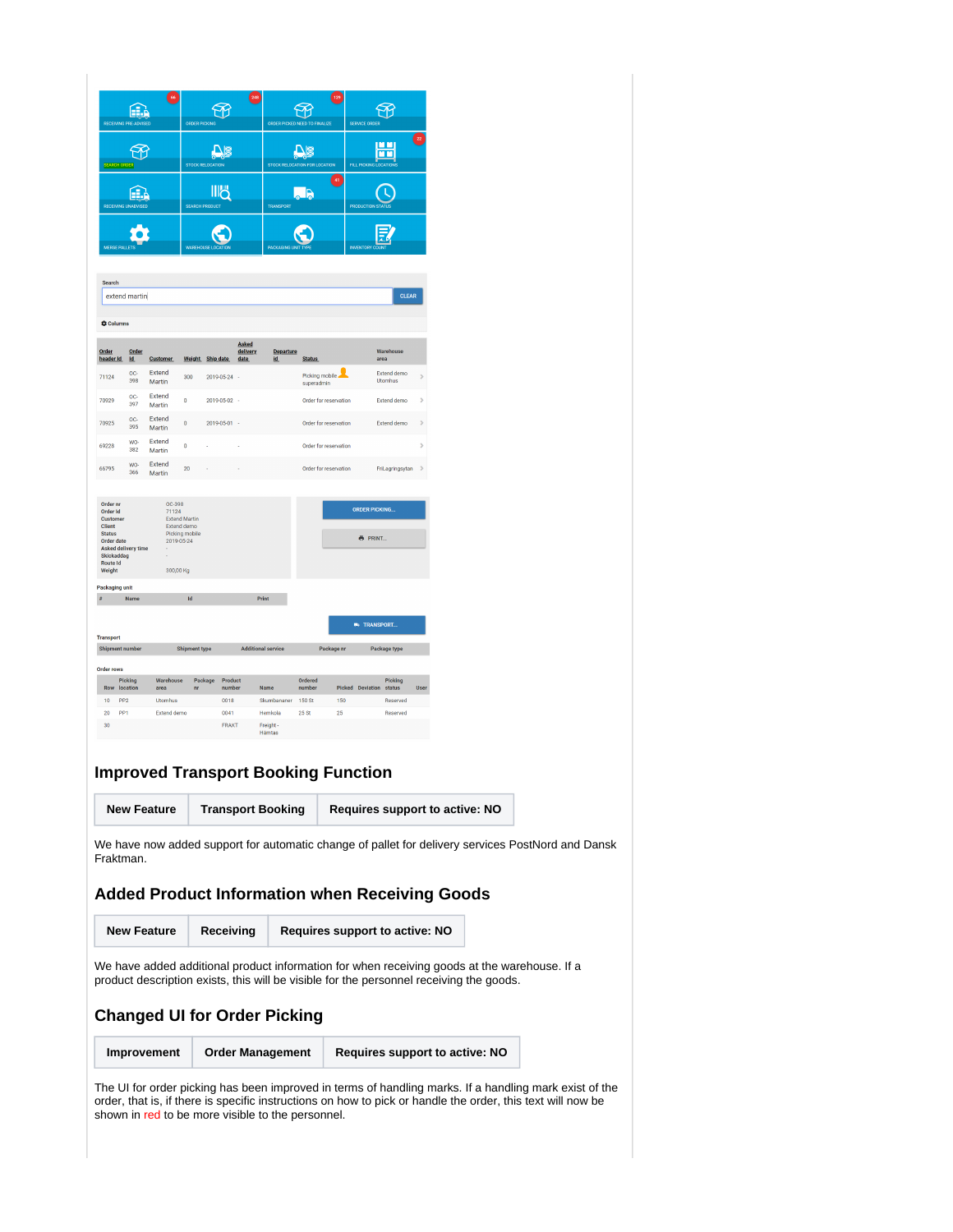## Improved Transport Booking Function

| New Feature | Transport Booking | Requires support to active: NO |
|---|---|---|

We have now added support for automatic change of pallet for delivery services PostNord and Dansk Fraktman.

## Added Product Information when Receiving Goods

| New Feature | Receiving | Requires support to active: NO |
|---|---|---|

We have added additional product information for when receiving goods at the warehouse. If a product description exists, this will be visible for the personnel receiving the goods.

## Changed UI for Order Picking

| Improvement | Order Management | Requires support to active: NO |
|---|---|---|

The UI for order picking has been improved in terms of handling marks. If a handling mark exist of the order, that is, if there is specific instructions on how to pick or handle the order, this text will now be shown in red to be more visible to the personnel.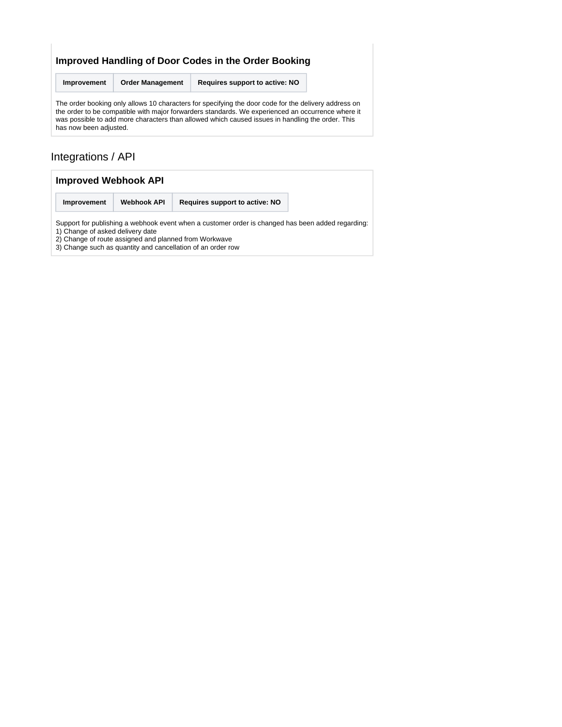### Improved Handling of Door Codes in the Order Booking

| | | |
|---|---|---|
| **Improvement** | **Order Management** | **Requires support to active: NO** |

The order booking only allows 10 characters for specifying the door code for the delivery address on the order to be compatible with major forwarders standards. We experienced an occurrence where it was possible to add more characters than allowed which caused issues in handling the order. This has now been adjusted.

## Integrations / API

### Improved Webhook API

| | | |
|---|---|---|
| **Improvement** | **Webhook API** | **Requires support to active: NO** |

Support for publishing a webhook event when a customer order is changed has been added regarding:
1) Change of asked delivery date
2) Change of route assigned and planned from Workwave
3) Change such as quantity and cancellation of an order row